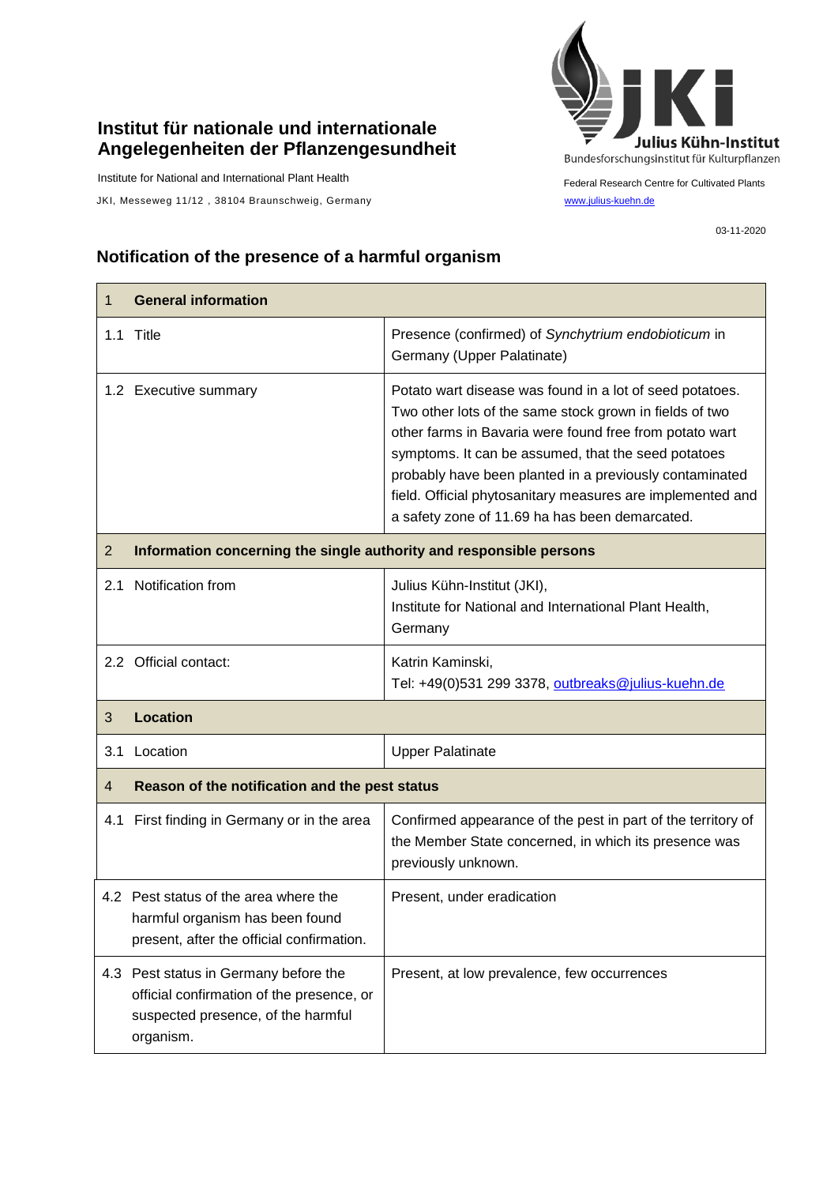# Institut für nationale und internationale Angelegenheiten der Pflanzengesundheit

Institute for National and International Plant Health

JKI, Messeweg 11/12 , 38104 Braunschweig, Germany

Julius Kühn-Institut
Bundesforschungsinstitut für Kulturpflanzen

Federal Research Centre for Cultivated Plants

www.julius-kuehn.de

03-11-2020

## Notification of the presence of a harmful organism

| 1 General information | |
|---|---|
| 1.1 Title | Presence (confirmed) of *Synchytrium endobioticum* in Germany (Upper Palatinate) |
| 1.2 Executive summary | Potato wart disease was found in a lot of seed potatoes. Two other lots of the same stock grown in fields of two other farms in Bavaria were found free from potato wart symptoms. It can be assumed, that the seed potatoes probably have been planted in a previously contaminated field. Official phytosanitary measures are implemented and a safety zone of 11.69 ha has been demarcated. |
| **2 Information concerning the single authority and responsible persons** | |
| 2.1 Notification from | Julius Kühn-Institut (JKI), Institute for National and International Plant Health, Germany |
| 2.2 Official contact: | Katrin Kaminski, Tel: +49(0)531 299 3378, outbreaks@julius-kuehn.de |
| **3 Location** | |
| 3.1 Location | Upper Palatinate |
| **4 Reason of the notification and the pest status** | |
| 4.1 First finding in Germany or in the area | Confirmed appearance of the pest in part of the territory of the Member State concerned, in which its presence was previously unknown. |
| 4.2 Pest status of the area where the harmful organism has been found present, after the official confirmation. | Present, under eradication |
| 4.3 Pest status in Germany before the official confirmation of the presence, or suspected presence, of the harmful organism. | Present, at low prevalence, few occurrences |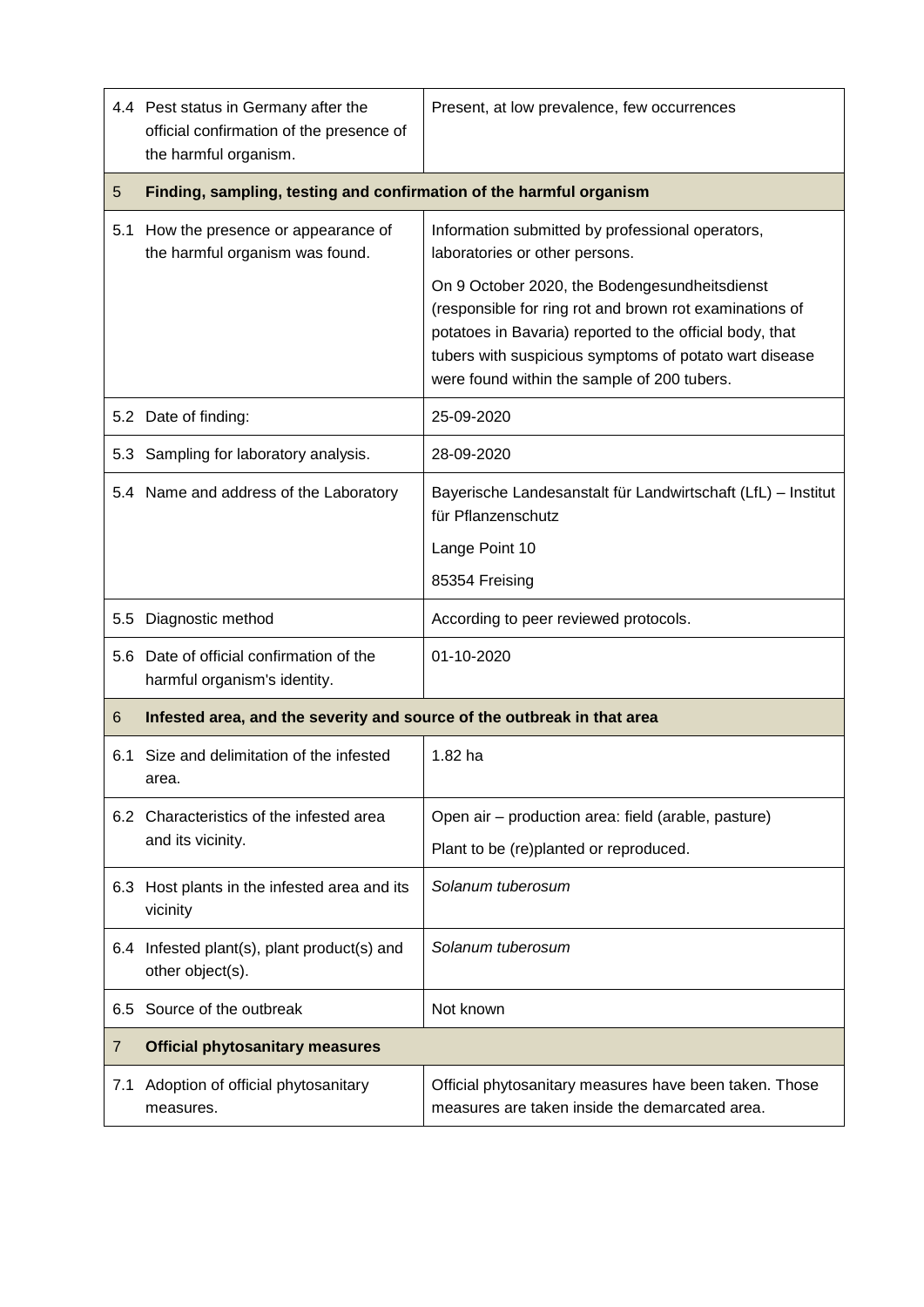| | | |
|---|---|---|
| 4.4 | Pest status in Germany after the official confirmation of the presence of the harmful organism. | Present, at low prevalence, few occurrences |
| **5** | **Finding, sampling, testing and confirmation of the harmful organism** | |
| 5.1 | How the presence or appearance of the harmful organism was found. | Information submitted by professional operators, laboratories or other persons.<br><br>On 9 October 2020, the Bodengesundheitsdienst (responsible for ring rot and brown rot examinations of potatoes in Bavaria) reported to the official body, that tubers with suspicious symptoms of potato wart disease were found within the sample of 200 tubers. |
| 5.2 | Date of finding: | 25-09-2020 |
| 5.3 | Sampling for laboratory analysis. | 28-09-2020 |
| 5.4 | Name and address of the Laboratory | Bayerische Landesanstalt für Landwirtschaft (LfL) – Institut für Pflanzenschutz<br><br>Lange Point 10<br><br>85354 Freising |
| 5.5 | Diagnostic method | According to peer reviewed protocols. |
| 5.6 | Date of official confirmation of the harmful organism's identity. | 01-10-2020 |
| **6** | **Infested area, and the severity and source of the outbreak in that area** | |
| 6.1 | Size and delimitation of the infested area. | 1.82 ha |
| 6.2 | Characteristics of the infested area and its vicinity. | Open air – production area: field (arable, pasture)<br><br>Plant to be (re)planted or reproduced. |
| 6.3 | Host plants in the infested area and its vicinity | *Solanum tuberosum* |
| 6.4 | Infested plant(s), plant product(s) and other object(s). | *Solanum tuberosum* |
| 6.5 | Source of the outbreak | Not known |
| **7** | **Official phytosanitary measures** | |
| 7.1 | Adoption of official phytosanitary measures. | Official phytosanitary measures have been taken. Those measures are taken inside the demarcated area. |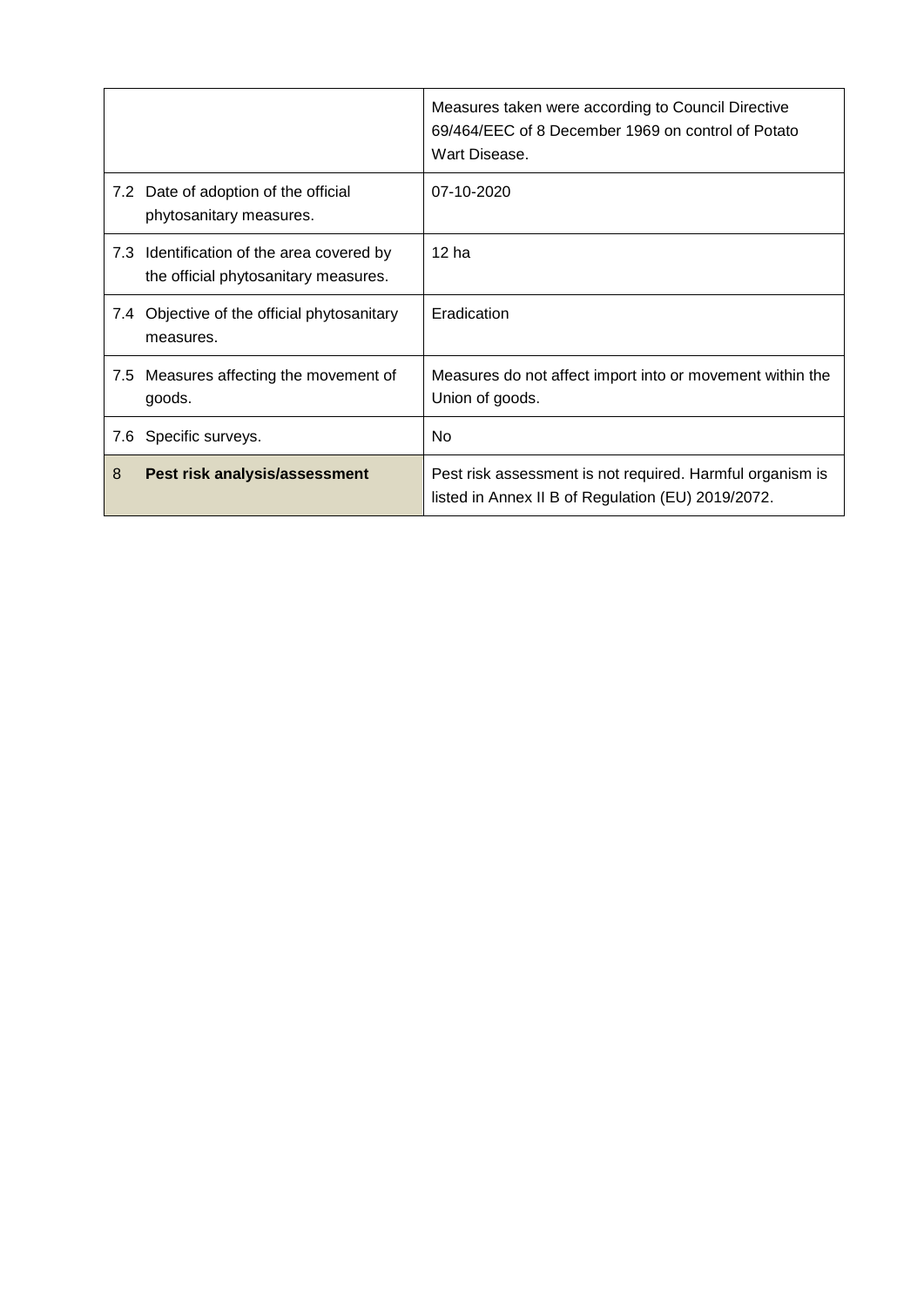| | |
|---|---|
| | Measures taken were according to Council Directive 69/464/EEC of 8 December 1969 on control of Potato Wart Disease. |
| 7.2 Date of adoption of the official phytosanitary measures. | 07-10-2020 |
| 7.3 Identification of the area covered by the official phytosanitary measures. | 12 ha |
| 7.4 Objective of the official phytosanitary measures. | Eradication |
| 7.5 Measures affecting the movement of goods. | Measures do not affect import into or movement within the Union of goods. |
| 7.6 Specific surveys. | No |
| **8 Pest risk analysis/assessment** | Pest risk assessment is not required. Harmful organism is listed in Annex II B of Regulation (EU) 2019/2072. |